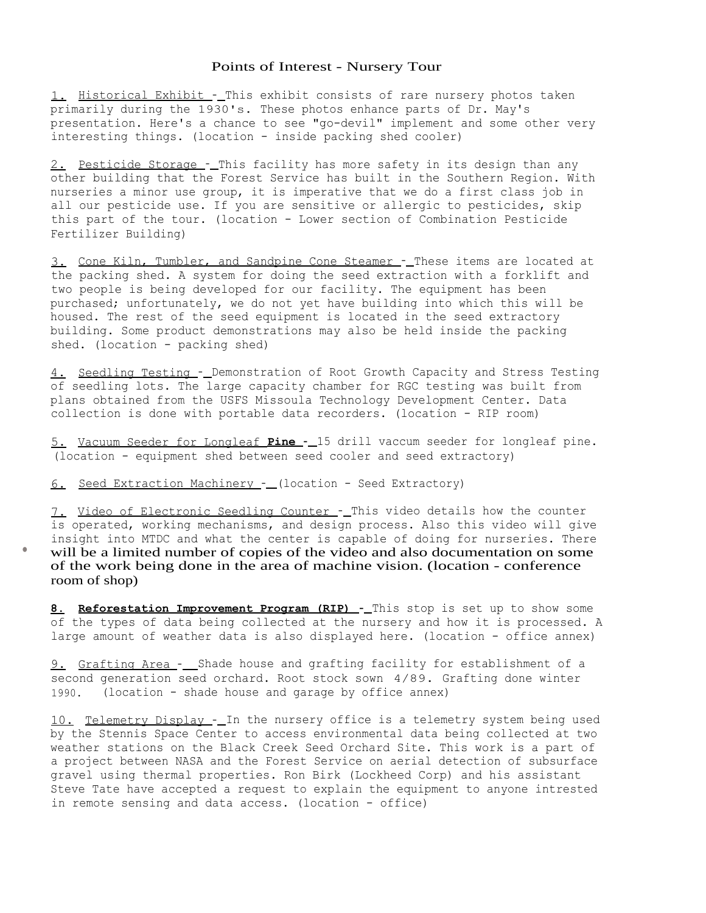# Points of Interest - Nursery Tour

1. Historical Exhibit - This exhibit consists of rare nursery photos taken primarily during the 1930's. These photos enhance parts of Dr. May's presentation. Here's a chance to see "go-devil" implement and some other very interesting things. (location - inside packing shed cooler)

2. Pesticide Storage - This facility has more safety in its design than any other building that the Forest Service has built in the Southern Region. With nurseries a minor use group, it is imperative that we do a first class job in all our pesticide use. If you are sensitive or allergic to pesticides, skip this part of the tour. (location - Lower section of Combination Pesticide Fertilizer Building)

3. Cone Kiln, Tumbler, and Sandpine Cone Steamer - These items are located at the packing shed. A system for doing the seed extraction with a forklift and two people is being developed for our facility. The equipment has been purchased; unfortunately, we do not yet have building into which this will be housed. The rest of the seed equipment is located in the seed extractory building. Some product demonstrations may also be held inside the packing shed. (location - packing shed)

4. Seedling Testing - Demonstration of Root Growth Capacity and Stress Testing of seedling lots. The large capacity chamber for RGC testing was built from plans obtained from the USFS Missoula Technology Development Center. Data collection is done with portable data recorders. (location - RIP room)

5. Vacuum Seeder for Longleaf **Pine** - 15 drill vaccum seeder for longleaf pine. (location - equipment shed between seed cooler and seed extractory)

6. Seed Extraction Machinery - (location - Seed Extractory)

7. Video of Electronic Seedling Counter - This video details how the counter is operated, working mechanisms, and design process. Also this video will give insight into MTDC and what the center is capable of doing for nurseries. There will be a limited number of copies of the video and also documentation on some of the work being done in the area of machine vision. (location - conference room of shop)

**8. Reforestation Improvement Program (RIP) -** This stop is set up to show some of the types of data being collected at the nursery and how it is processed. A large amount of weather data is also displayed here. (location - office annex)

9. Grafting Area - Shade house and grafting facility for establishment of a second generation seed orchard. Root stock sown 4/89. Grafting done winter 1990. (location - shade house and garage by office annex)

10. Telemetry Display - In the nursery office is a telemetry system being used by the Stennis Space Center to access environmental data being collected at two weather stations on the Black Creek Seed Orchard Site. This work is a part of a project between NASA and the Forest Service on aerial detection of subsurface gravel using thermal properties. Ron Birk (Lockheed Corp) and his assistant Steve Tate have accepted a request to explain the equipment to anyone intrested in remote sensing and data access. (location - office)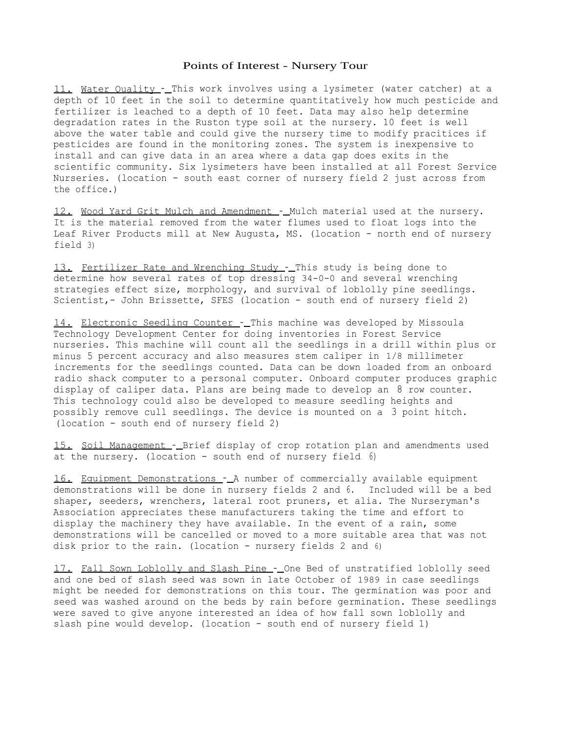# Points of Interest - Nursery Tour

11. <u>Water Quality</u> - This work involves using a lysimeter (water catcher) at a depth of 10 feet in the soil to determine quantitatively how much pesticide and fertilizer is leached to a depth of 10 feet. Data may also help determine degradation rates in the Ruston type soil at the nursery. 10 feet is well above the water table and could give the nursery time to modify pracitices if pesticides are found in the monitoring zones. The system is inexpensive to install and can give data in an area where a data gap does exits in the scientific community. Six lysimeters have been installed at all Forest Service Nurseries. (location - south east corner of nursery field 2 just across from the office.)

12. <u>Wood Yard Grit Mulch and Amendment</u> - Mulch material used at the nursery. It is the material removed from the water flumes used to float logs into the Leaf River Products mill at New Augusta, MS. (location - north end of nursery field 3)

13. <u>Fertilizer Rate and Wrenching Study</u> - This study is being done to determine how several rates of top dressing 34-0-0 and several wrenching strategies effect size, morphology, and survival of loblolly pine seedlings. Scientist,- John Brissette, SFES (location - south end of nursery field 2)

14. <u>Electronic Seedling Counter</u> - This machine was developed by Missoula Technology Development Center for doing inventories in Forest Service nurseries. This machine will count all the seedlings in a drill within plus or minus 5 percent accuracy and also measures stem caliper in 1/8 millimeter increments for the seedlings counted. Data can be down loaded from an onboard radio shack computer to a personal computer. Onboard computer produces graphic display of caliper data. Plans are being made to develop an 8 row counter. This technology could also be developed to measure seedling heights and possibly remove cull seedlings. The device is mounted on a 3 point hitch. (location - south end of nursery field 2)

15. <u>Soil Management</u> - Brief display of crop rotation plan and amendments used at the nursery. (location - south end of nursery field 6)

16. <u>Equipment Demonstrations</u> - A number of commercially available equipment demonstrations will be done in nursery fields 2 and 6. Included will be a bed shaper, seeders, wrenchers, lateral root pruners, et alia. The Nurseryman's Association appreciates these manufacturers taking the time and effort to display the machinery they have available. In the event of a rain, some demonstrations will be cancelled or moved to a more suitable area that was not disk prior to the rain. (location - nursery fields 2 and 6)

17. <u>Fall Sown Loblolly and Slash Pine</u> - One Bed of unstratified loblolly seed and one bed of slash seed was sown in late October of 1989 in case seedlings might be needed for demonstrations on this tour. The germination was poor and seed was washed around on the beds by rain before germination. These seedlings were saved to give anyone interested an idea of how fall sown loblolly and slash pine would develop. (location - south end of nursery field 1)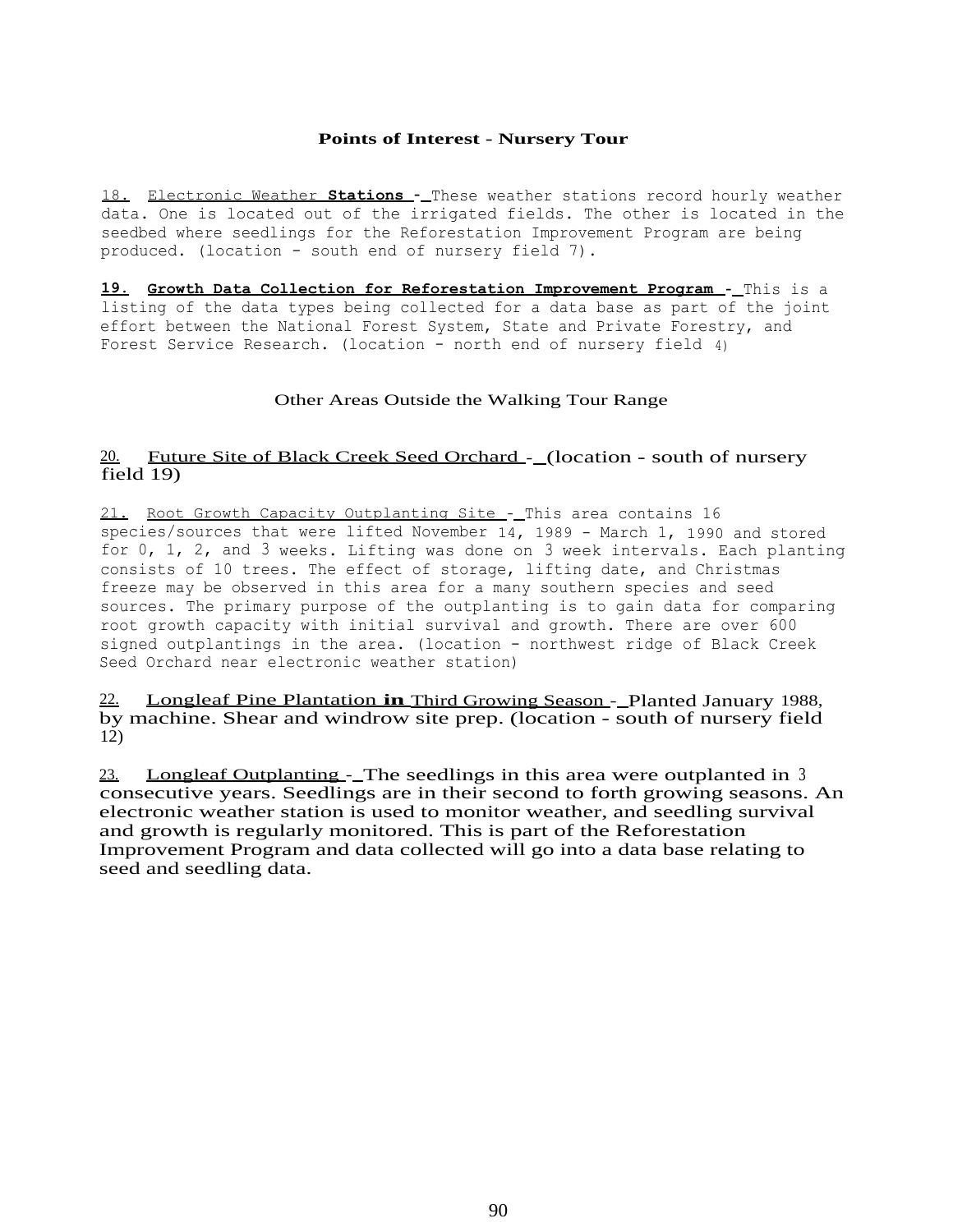## Points of Interest - Nursery Tour

18. Electronic Weather **Stations** - These weather stations record hourly weather data. One is located out of the irrigated fields. The other is located in the seedbed where seedlings for the Reforestation Improvement Program are being produced. (location - south end of nursery field 7).

**19. Growth Data Collection for Reforestation Improvement Program** - This is a listing of the data types being collected for a data base as part of the joint effort between the National Forest System, State and Private Forestry, and Forest Service Research. (location - north end of nursery field 4)

### Other Areas Outside the Walking Tour Range

20. Future Site of Black Creek Seed Orchard - (location - south of nursery field 19)

21. Root Growth Capacity Outplanting Site - This area contains 16 species/sources that were lifted November 14, 1989 - March 1, 1990 and stored for 0, 1, 2, and 3 weeks. Lifting was done on 3 week intervals. Each planting consists of 10 trees. The effect of storage, lifting date, and Christmas freeze may be observed in this area for a many southern species and seed sources. The primary purpose of the outplanting is to gain data for comparing root growth capacity with initial survival and growth. There are over 600 signed outplantings in the area. (location - northwest ridge of Black Creek Seed Orchard near electronic weather station)

22. Longleaf Pine Plantation **in** Third Growing Season - Planted January 1988, by machine. Shear and windrow site prep. (location - south of nursery field 12)

23. Longleaf Outplanting - The seedlings in this area were outplanted in 3 consecutive years. Seedlings are in their second to forth growing seasons. An electronic weather station is used to monitor weather, and seedling survival and growth is regularly monitored. This is part of the Reforestation Improvement Program and data collected will go into a data base relating to seed and seedling data.